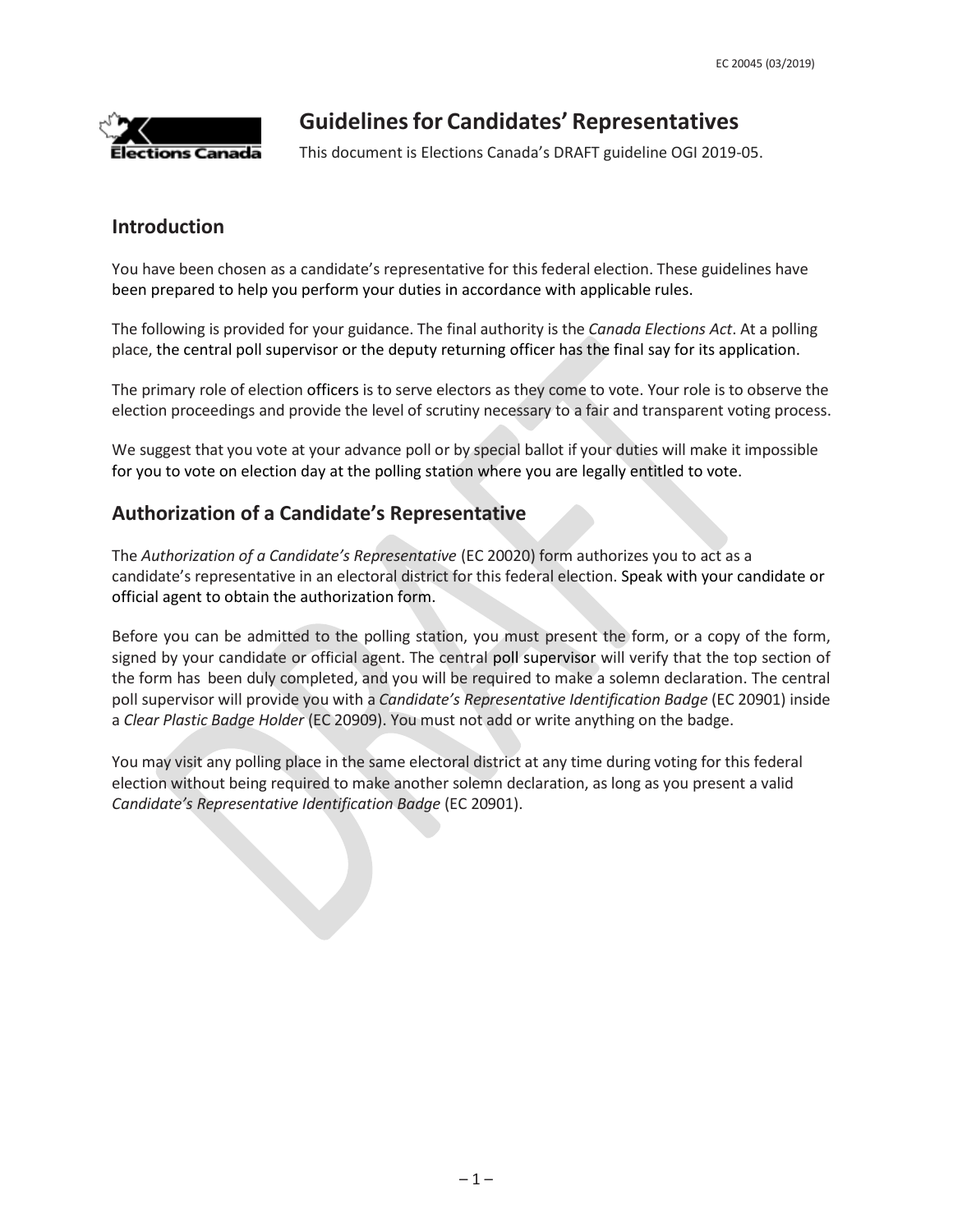# Guidelines for Candidates' Representatives

This document is Elections Canada's DRAFT guideline OGI 2019-05.

## Introduction

You have been chosen as a candidate's representative for this federal election. These guidelines have been prepared to help you perform your duties in accordance with applicable rules.

The following is provided for your guidance. The final authority is the *Canada Elections Act*. At a polling place, the central poll supervisor or the deputy returning officer has the final say for its application.

The primary role of election officers is to serve electors as they come to vote. Your role is to observe the election proceedings and provide the level of scrutiny necessary to a fair and transparent voting process.

We suggest that you vote at your advance poll or by special ballot if your duties will make it impossible for you to vote on election day at the polling station where you are legally entitled to vote.

## Authorization of a Candidate's Representative

The *Authorization of a Candidate's Representative* (EC 20020) form authorizes you to act as a candidate's representative in an electoral district for this federal election. Speak with your candidate or official agent to obtain the authorization form.

Before you can be admitted to the polling station, you must present the form, or a copy of the form, signed by your candidate or official agent. The central poll supervisor will verify that the top section of the form has been duly completed, and you will be required to make a solemn declaration. The central poll supervisor will provide you with a *Candidate's Representative Identification Badge* (EC 20901) inside a *Clear Plastic Badge Holder* (EC 20909). You must not add or write anything on the badge.

You may visit any polling place in the same electoral district at any time during voting for this federal election without being required to make another solemn declaration, as long as you present a valid *Candidate's Representative Identification Badge* (EC 20901).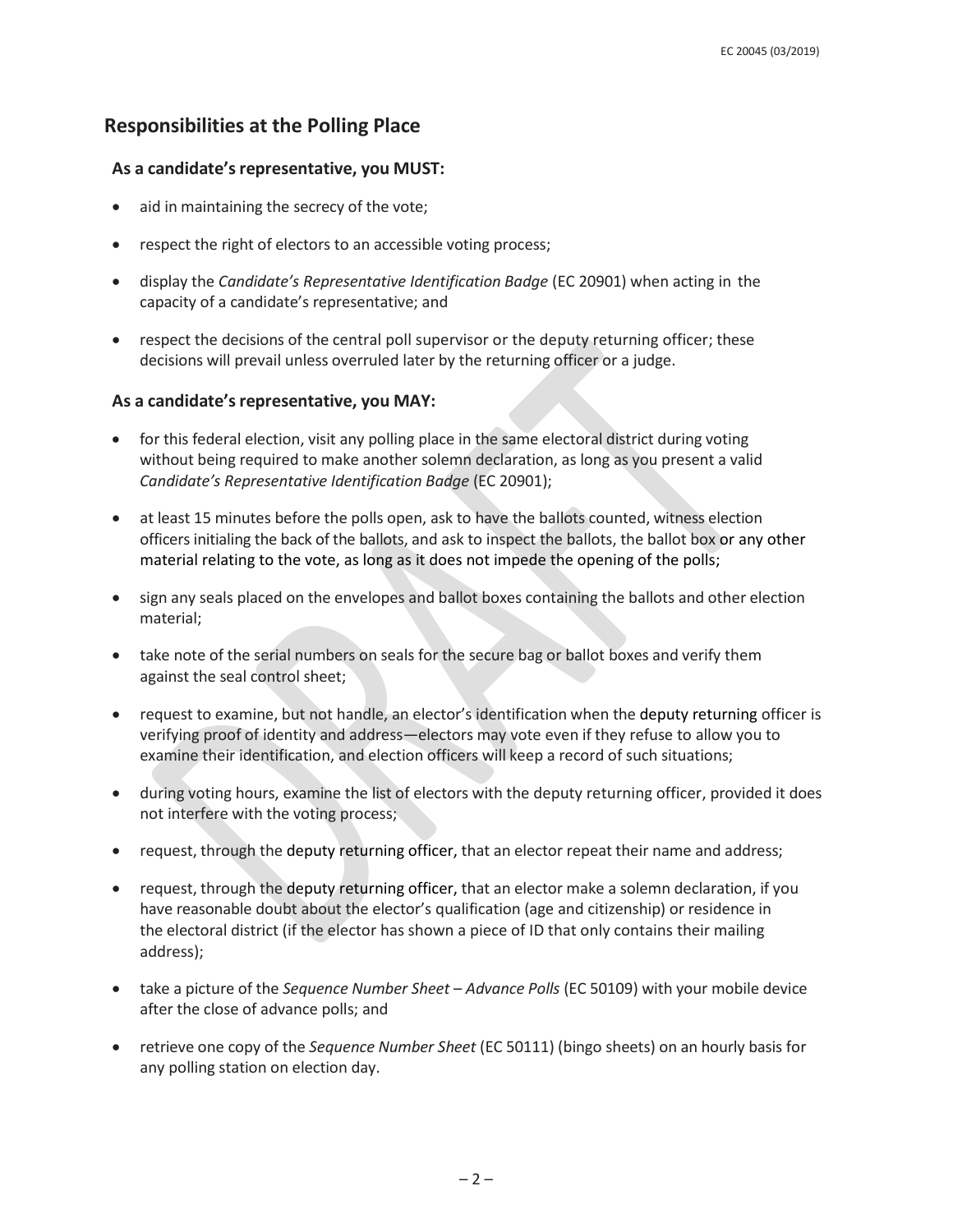## Responsibilities at the Polling Place

### As a candidate's representative, you MUST:

- aid in maintaining the secrecy of the vote;
- respect the right of electors to an accessible voting process;
- display the *Candidate's Representative Identification Badge* (EC 20901) when acting in the capacity of a candidate's representative; and
- respect the decisions of the central poll supervisor or the deputy returning officer; these decisions will prevail unless overruled later by the returning officer or a judge.

### As a candidate's representative, you MAY:

- for this federal election, visit any polling place in the same electoral district during voting without being required to make another solemn declaration, as long as you present a valid *Candidate's Representative Identification Badge* (EC 20901);
- at least 15 minutes before the polls open, ask to have the ballots counted, witness election officers initialing the back of the ballots, and ask to inspect the ballots, the ballot box or any other material relating to the vote, as long as it does not impede the opening of the polls;
- sign any seals placed on the envelopes and ballot boxes containing the ballots and other election material;
- take note of the serial numbers on seals for the secure bag or ballot boxes and verify them against the seal control sheet;
- request to examine, but not handle, an elector's identification when the deputy returning officer is verifying proof of identity and address—electors may vote even if they refuse to allow you to examine their identification, and election officers will keep a record of such situations;
- during voting hours, examine the list of electors with the deputy returning officer, provided it does not interfere with the voting process;
- request, through the deputy returning officer, that an elector repeat their name and address;
- request, through the deputy returning officer, that an elector make a solemn declaration, if you have reasonable doubt about the elector's qualification (age and citizenship) or residence in the electoral district (if the elector has shown a piece of ID that only contains their mailing address);
- take a picture of the *Sequence Number Sheet – Advance Polls* (EC 50109) with your mobile device after the close of advance polls; and
- retrieve one copy of the *Sequence Number Sheet* (EC 50111) (bingo sheets) on an hourly basis for any polling station on election day.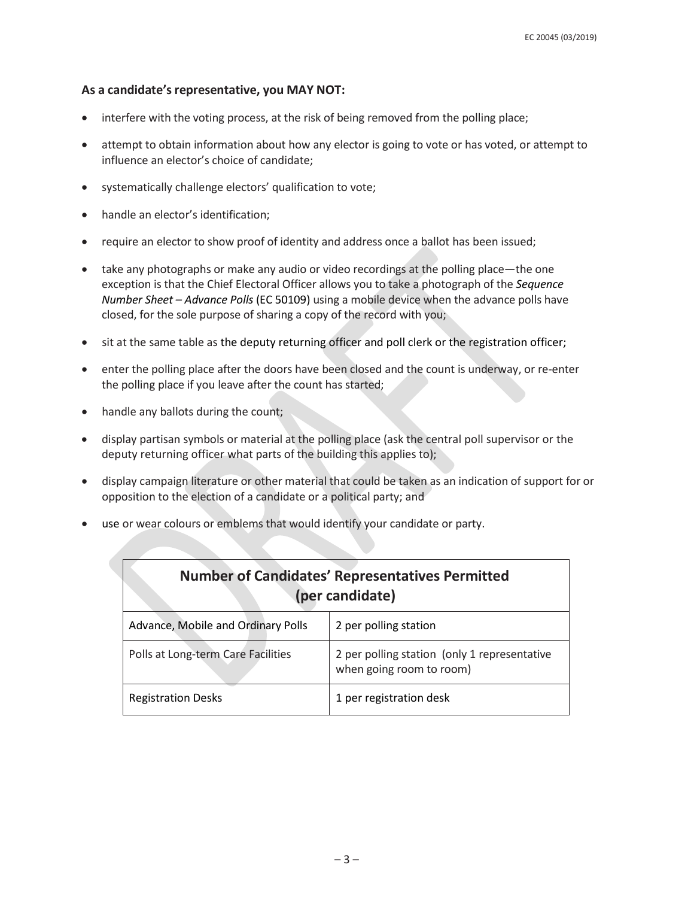**As a candidate's representative, you MAY NOT:**

- interfere with the voting process, at the risk of being removed from the polling place;
- attempt to obtain information about how any elector is going to vote or has voted, or attempt to influence an elector's choice of candidate;
- systematically challenge electors' qualification to vote;
- handle an elector's identification;
- require an elector to show proof of identity and address once a ballot has been issued;
- take any photographs or make any audio or video recordings at the polling place—the one exception is that the Chief Electoral Officer allows you to take a photograph of the *Sequence Number Sheet – Advance Polls* (EC 50109) using a mobile device when the advance polls have closed, for the sole purpose of sharing a copy of the record with you;
- sit at the same table as the deputy returning officer and poll clerk or the registration officer;
- enter the polling place after the doors have been closed and the count is underway, or re-enter the polling place if you leave after the count has started;
- handle any ballots during the count;
- display partisan symbols or material at the polling place (ask the central poll supervisor or the deputy returning officer what parts of the building this applies to);
- display campaign literature or other material that could be taken as an indication of support for or opposition to the election of a candidate or a political party; and
- use or wear colours or emblems that would identify your candidate or party.

| Number of Candidates' Representatives Permitted (per candidate) | |
|---|---|
| Advance, Mobile and Ordinary Polls | 2 per polling station |
| Polls at Long-term Care Facilities | 2 per polling station (only 1 representative when going room to room) |
| Registration Desks | 1 per registration desk |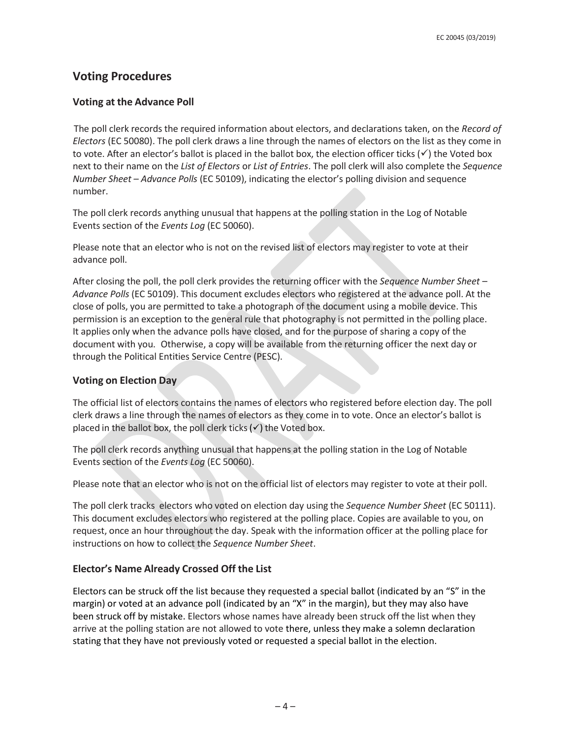## Voting Procedures

### Voting at the Advance Poll

The poll clerk records the required information about electors, and declarations taken, on the *Record of Electors* (EC 50080). The poll clerk draws a line through the names of electors on the list as they come in to vote. After an elector's ballot is placed in the ballot box, the election officer ticks (✓) the Voted box next to their name on the *List of Electors* or *List of Entries*. The poll clerk will also complete the *Sequence Number Sheet – Advance Polls* (EC 50109), indicating the elector's polling division and sequence number.

The poll clerk records anything unusual that happens at the polling station in the Log of Notable Events section of the *Events Log* (EC 50060).

Please note that an elector who is not on the revised list of electors may register to vote at their advance poll.

After closing the poll, the poll clerk provides the returning officer with the *Sequence Number Sheet – Advance Polls* (EC 50109). This document excludes electors who registered at the advance poll. At the close of polls, you are permitted to take a photograph of the document using a mobile device. This permission is an exception to the general rule that photography is not permitted in the polling place. It applies only when the advance polls have closed, and for the purpose of sharing a copy of the document with you. Otherwise, a copy will be available from the returning officer the next day or through the Political Entities Service Centre (PESC).

### Voting on Election Day

The official list of electors contains the names of electors who registered before election day. The poll clerk draws a line through the names of electors as they come in to vote. Once an elector's ballot is placed in the ballot box, the poll clerk ticks (✓) the Voted box.

The poll clerk records anything unusual that happens at the polling station in the Log of Notable Events section of the *Events Log* (EC 50060).

Please note that an elector who is not on the official list of electors may register to vote at their poll.

The poll clerk tracks electors who voted on election day using the *Sequence Number Sheet* (EC 50111). This document excludes electors who registered at the polling place. Copies are available to you, on request, once an hour throughout the day. Speak with the information officer at the polling place for instructions on how to collect the *Sequence Number Sheet*.

### Elector's Name Already Crossed Off the List

Electors can be struck off the list because they requested a special ballot (indicated by an "S" in the margin) or voted at an advance poll (indicated by an "X" in the margin), but they may also have been struck off by mistake. Electors whose names have already been struck off the list when they arrive at the polling station are not allowed to vote there, unless they make a solemn declaration stating that they have not previously voted or requested a special ballot in the election.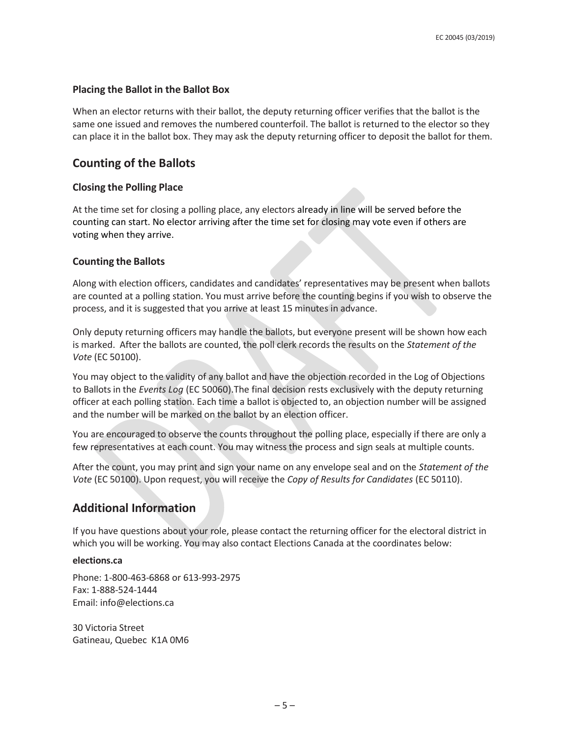### Placing the Ballot in the Ballot Box

When an elector returns with their ballot, the deputy returning officer verifies that the ballot is the same one issued and removes the numbered counterfoil. The ballot is returned to the elector so they can place it in the ballot box. They may ask the deputy returning officer to deposit the ballot for them.

## Counting of the Ballots

### Closing the Polling Place

At the time set for closing a polling place, any electors already in line will be served before the counting can start. No elector arriving after the time set for closing may vote even if others are voting when they arrive.

### Counting the Ballots

Along with election officers, candidates and candidates' representatives may be present when ballots are counted at a polling station. You must arrive before the counting begins if you wish to observe the process, and it is suggested that you arrive at least 15 minutes in advance.

Only deputy returning officers may handle the ballots, but everyone present will be shown how each is marked. After the ballots are counted, the poll clerk records the results on the *Statement of the Vote* (EC 50100).

You may object to the validity of any ballot and have the objection recorded in the Log of Objections to Ballots in the *Events Log* (EC 50060).The final decision rests exclusively with the deputy returning officer at each polling station. Each time a ballot is objected to, an objection number will be assigned and the number will be marked on the ballot by an election officer.

You are encouraged to observe the counts throughout the polling place, especially if there are only a few representatives at each count. You may witness the process and sign seals at multiple counts.

After the count, you may print and sign your name on any envelope seal and on the *Statement of the Vote* (EC 50100). Upon request, you will receive the *Copy of Results for Candidates* (EC 50110).

## Additional Information

If you have questions about your role, please contact the returning officer for the electoral district in which you will be working. You may also contact Elections Canada at the coordinates below:

**elections.ca**

Phone: 1-800-463-6868 or 613-993-2975
Fax: 1-888-524-1444
Email: info@elections.ca

30 Victoria Street
Gatineau, Quebec K1A 0M6